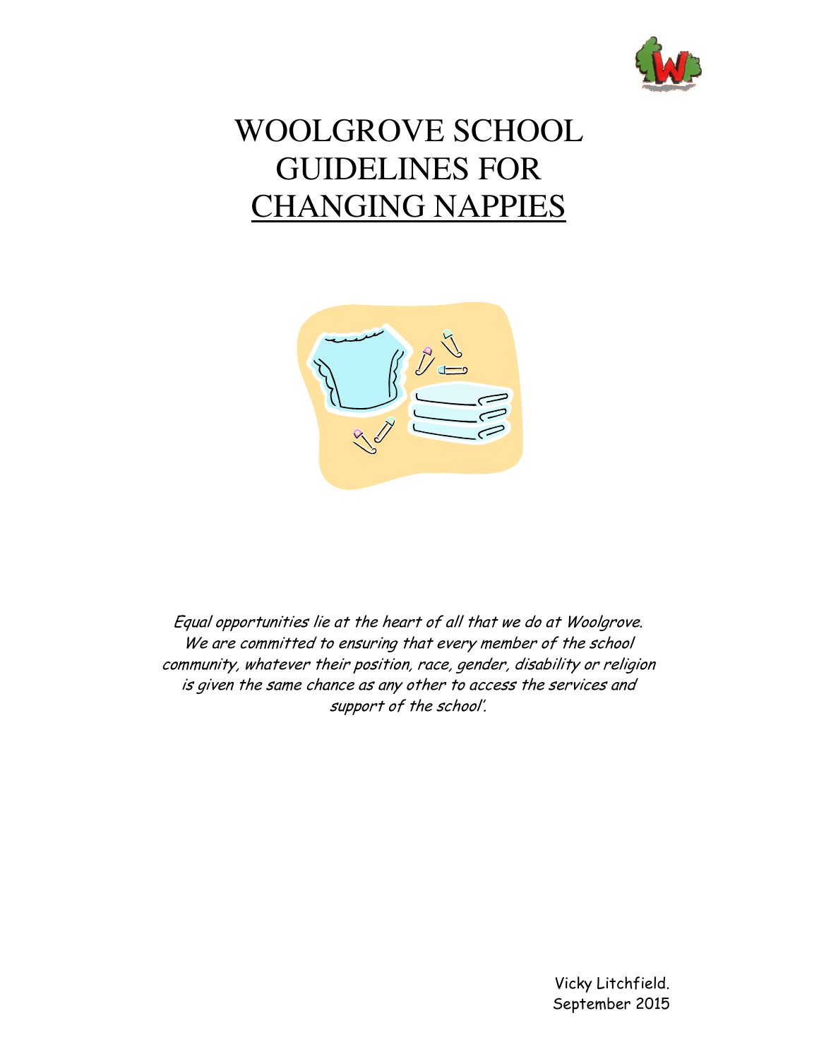# WOOLGROVE SCHOOL GUIDELINES FOR CHANGING NAPPIES

*Equal opportunities lie at the heart of all that we do at Woolgrove. We are committed to ensuring that every member of the school community, whatever their position, race, gender, disability or religion is given the same chance as any other to access the services and support of the school'.*

Vicky Litchfield.
September 2015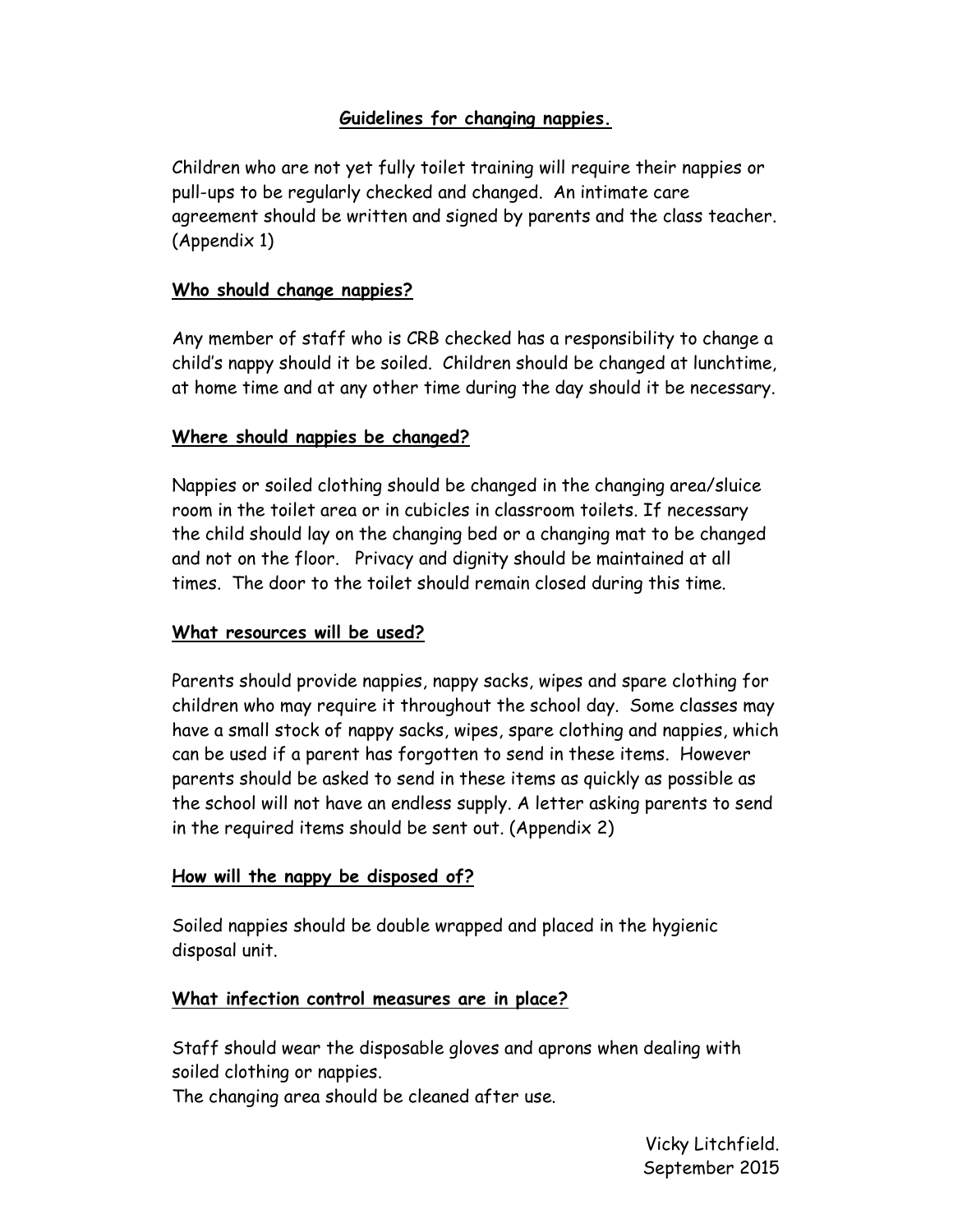## Guidelines for changing nappies.

Children who are not yet fully toilet training will require their nappies or pull-ups to be regularly checked and changed. An intimate care agreement should be written and signed by parents and the class teacher. (Appendix 1)

### Who should change nappies?

Any member of staff who is CRB checked has a responsibility to change a child's nappy should it be soiled. Children should be changed at lunchtime, at home time and at any other time during the day should it be necessary.

### Where should nappies be changed?

Nappies or soiled clothing should be changed in the changing area/sluice room in the toilet area or in cubicles in classroom toilets. If necessary the child should lay on the changing bed or a changing mat to be changed and not on the floor. Privacy and dignity should be maintained at all times. The door to the toilet should remain closed during this time.

### What resources will be used?

Parents should provide nappies, nappy sacks, wipes and spare clothing for children who may require it throughout the school day. Some classes may have a small stock of nappy sacks, wipes, spare clothing and nappies, which can be used if a parent has forgotten to send in these items. However parents should be asked to send in these items as quickly as possible as the school will not have an endless supply. A letter asking parents to send in the required items should be sent out. (Appendix 2)

### How will the nappy be disposed of?

Soiled nappies should be double wrapped and placed in the hygienic disposal unit.

### What infection control measures are in place?

Staff should wear the disposable gloves and aprons when dealing with soiled clothing or nappies.
The changing area should be cleaned after use.

Vicky Litchfield.
September 2015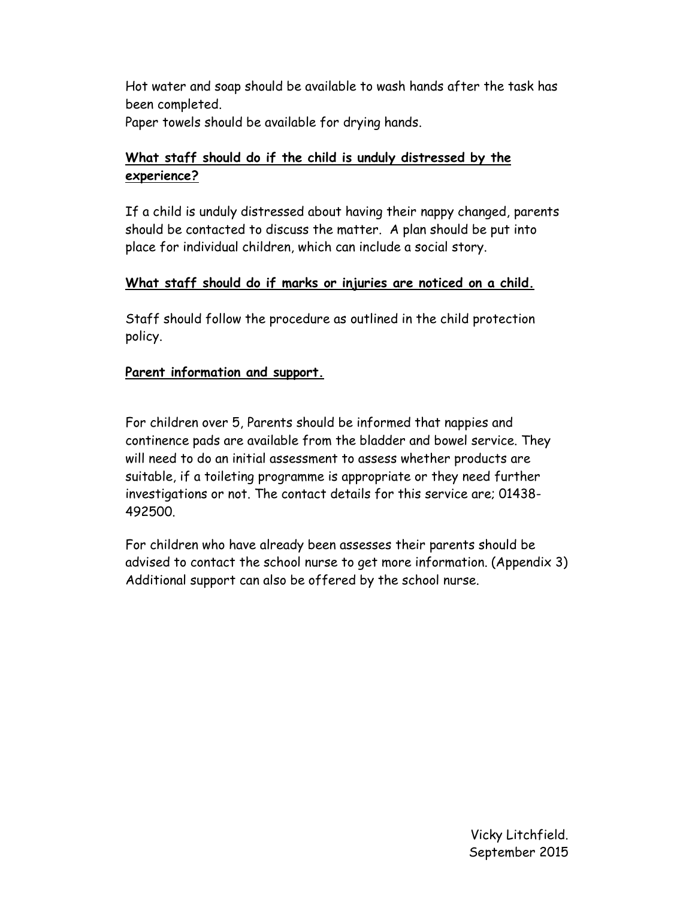Hot water and soap should be available to wash hands after the task has been completed.
Paper towels should be available for drying hands.

**<u>What staff should do if the child is unduly distressed by the experience?</u>**

If a child is unduly distressed about having their nappy changed, parents should be contacted to discuss the matter. A plan should be put into place for individual children, which can include a social story.

**<u>What staff should do if marks or injuries are noticed on a child.</u>**

Staff should follow the procedure as outlined in the child protection policy.

**<u>Parent information and support.</u>**

For children over 5, Parents should be informed that nappies and continence pads are available from the bladder and bowel service. They will need to do an initial assessment to assess whether products are suitable, if a toileting programme is appropriate or they need further investigations or not. The contact details for this service are; 01438-492500.

For children who have already been assesses their parents should be advised to contact the school nurse to get more information. (Appendix 3) Additional support can also be offered by the school nurse.

Vicky Litchfield.
September 2015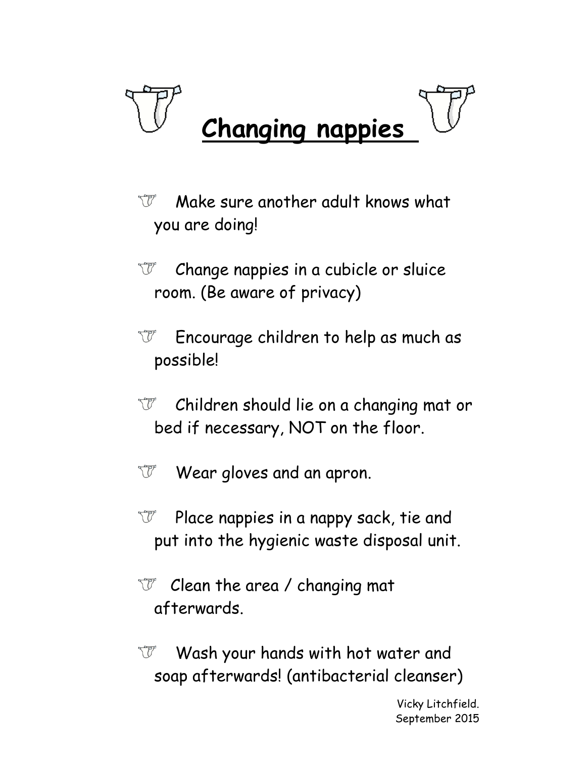# Changing nappies

- Make sure another adult knows what you are doing!
- Change nappies in a cubicle or sluice room. (Be aware of privacy)
- Encourage children to help as much as possible!
- Children should lie on a changing mat or bed if necessary, NOT on the floor.
- Wear gloves and an apron.
- Place nappies in a nappy sack, tie and put into the hygienic waste disposal unit.
- Clean the area / changing mat afterwards.
- Wash your hands with hot water and soap afterwards! (antibacterial cleanser)

Vicky Litchfield.
September 2015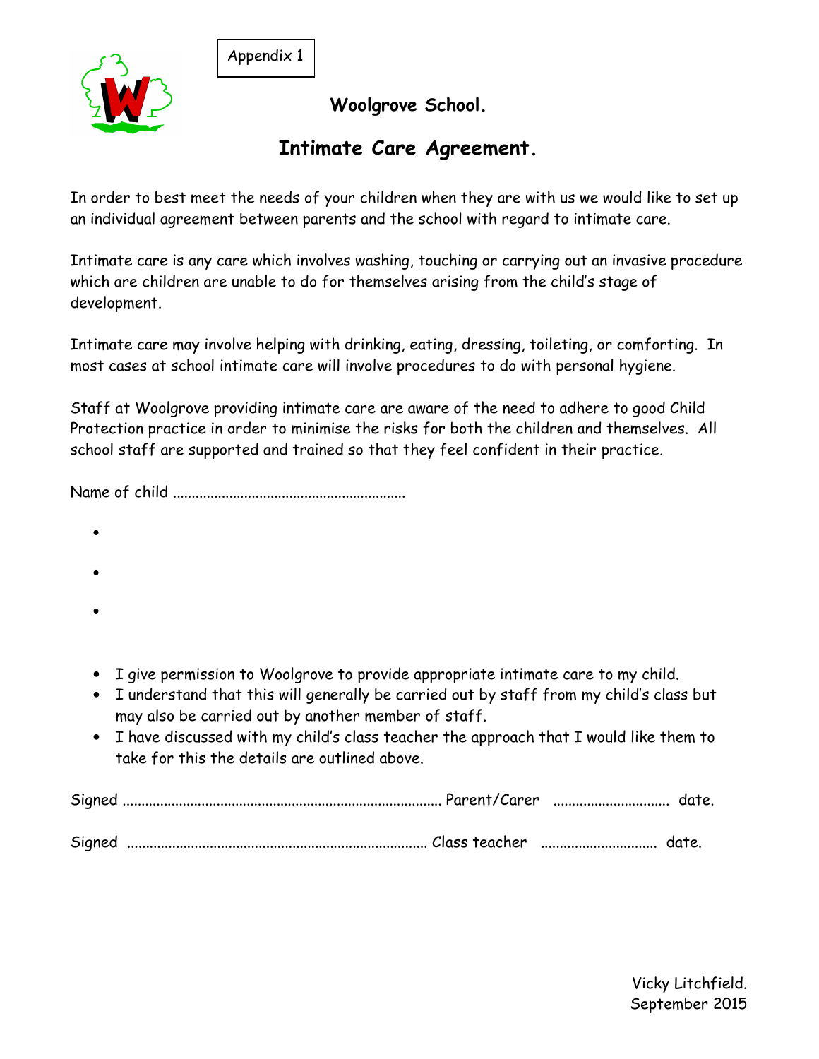Appendix 1

**Woolgrove School.**

## Intimate Care Agreement.

In order to best meet the needs of your children when they are with us we would like to set up an individual agreement between parents and the school with regard to intimate care.

Intimate care is any care which involves washing, touching or carrying out an invasive procedure which are children are unable to do for themselves arising from the child's stage of development.

Intimate care may involve helping with drinking, eating, dressing, toileting, or comforting. In most cases at school intimate care will involve procedures to do with personal hygiene.

Staff at Woolgrove providing intimate care are aware of the need to adhere to good Child Protection practice in order to minimise the risks for both the children and themselves. All school staff are supported and trained so that they feel confident in their practice.

Name of child ............................................................

- 
- 
- 

- I give permission to Woolgrove to provide appropriate intimate care to my child.
- I understand that this will generally be carried out by staff from my child's class but may also be carried out by another member of staff.
- I have discussed with my child's class teacher the approach that I would like them to take for this the details are outlined above.

Signed ................................................................................... Parent/Carer .............................. date.

Signed .............................................................................. Class teacher .............................. date.

Vicky Litchfield.
September 2015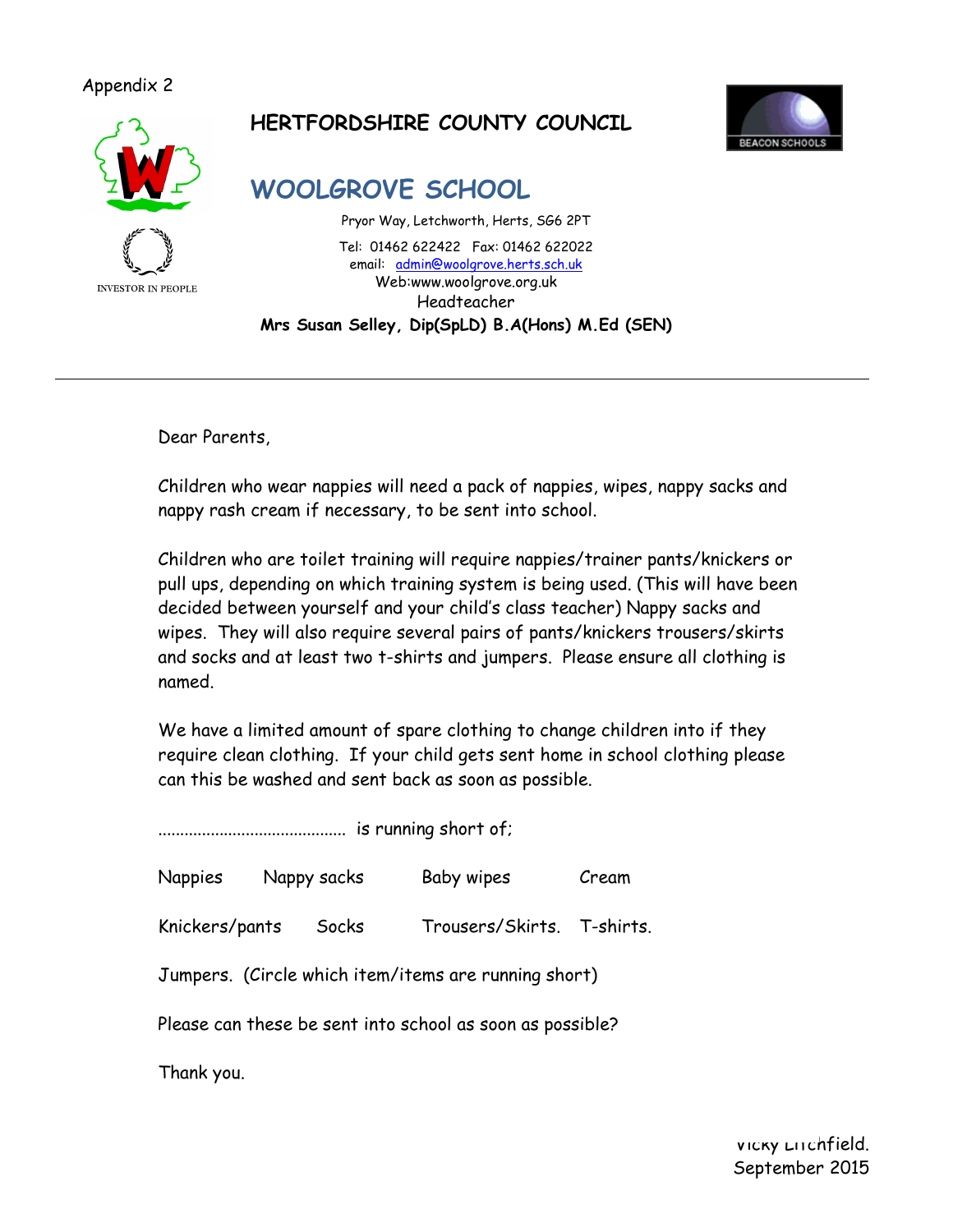Appendix 2

**HERTFORDSHIRE COUNTY COUNCIL**

# WOOLGROVE SCHOOL

Pryor Way, Letchworth, Herts, SG6 2PT

Tel: 01462 622422 Fax: 01462 622022

email: admin@woolgrove.herts.sch.uk

Web:www.woolgrove.org.uk

Headteacher

**Mrs Susan Selley, Dip(SpLD) B.A(Hons) M.Ed (SEN)**

INVESTOR IN PEOPLE

BEACON SCHOOLS

---

Dear Parents,

Children who wear nappies will need a pack of nappies, wipes, nappy sacks and nappy rash cream if necessary, to be sent into school.

Children who are toilet training will require nappies/trainer pants/knickers or pull ups, depending on which training system is being used. (This will have been decided between yourself and your child's class teacher) Nappy sacks and wipes. They will also require several pairs of pants/knickers trousers/skirts and socks and at least two t-shirts and jumpers. Please ensure all clothing is named.

We have a limited amount of spare clothing to change children into if they require clean clothing. If your child gets sent home in school clothing please can this be washed and sent back as soon as possible.

.......................................... is running short of;

Nappies     Nappy sacks     Baby wipes     Cream

Knickers/pants     Socks     Trousers/Skirts.     T-shirts.

Jumpers. (Circle which item/items are running short)

Please can these be sent into school as soon as possible?

Thank you.

Vicky Litchfield.
September 2015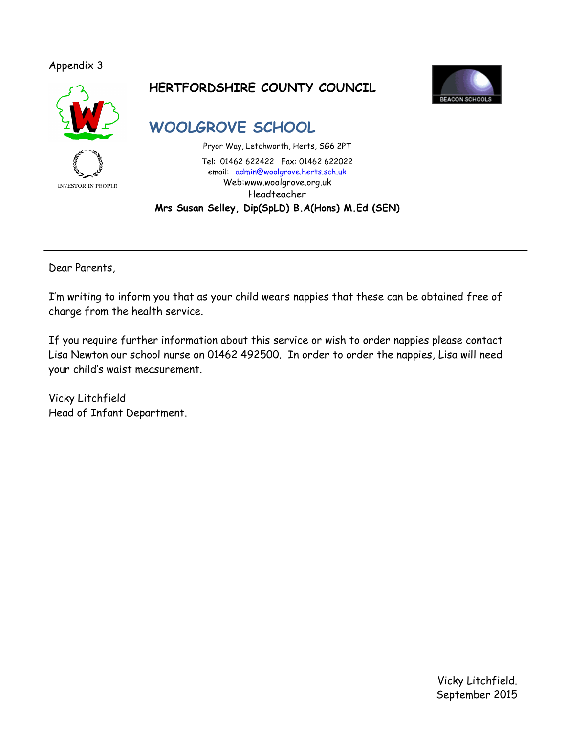Appendix 3

INVESTOR IN PEOPLE

**HERTFORDSHIRE COUNTY COUNCIL**

BEACON SCHOOLS

# WOOLGROVE SCHOOL

Pryor Way, Letchworth, Herts, SG6 2PT

Tel: 01462 622422 Fax: 01462 622022

email: admin@woolgrove.herts.sch.uk

Web:www.woolgrove.org.uk

Headteacher

**Mrs Susan Selley, Dip(SpLD) B.A(Hons) M.Ed (SEN)**

---

Dear Parents,

I'm writing to inform you that as your child wears nappies that these can be obtained free of charge from the health service.

If you require further information about this service or wish to order nappies please contact Lisa Newton our school nurse on 01462 492500. In order to order the nappies, Lisa will need your child's waist measurement.

Vicky Litchfield
Head of Infant Department.

Vicky Litchfield.
September 2015